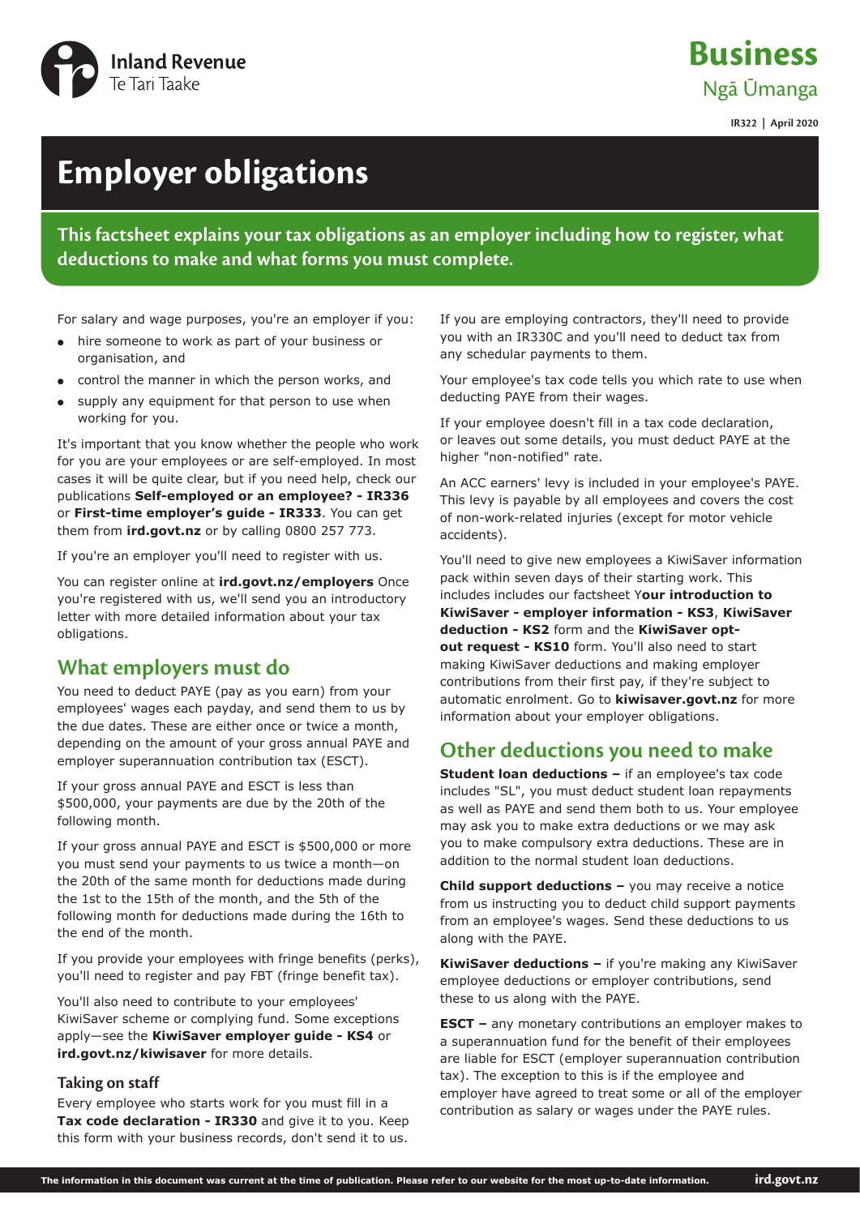Inland Revenue
Te Tari Taake

**Business**
Ngā Ūmanga

IR322 | April 2020

# Employer obligations

**This factsheet explains your tax obligations as an employer including how to register, what deductions to make and what forms you must complete.**

For salary and wage purposes, you're an employer if you:

- hire someone to work as part of your business or organisation, and
- control the manner in which the person works, and
- supply any equipment for that person to use when working for you.

It's important that you know whether the people who work for you are your employees or are self-employed. In most cases it will be quite clear, but if you need help, check our publications **Self-employed or an employee? - IR336** or **First-time employer's guide - IR333**. You can get them from **ird.govt.nz** or by calling 0800 257 773.

If you're an employer you'll need to register with us.

You can register online at **ird.govt.nz/employers** Once you're registered with us, we'll send you an introductory letter with more detailed information about your tax obligations.

## What employers must do

You need to deduct PAYE (pay as you earn) from your employees' wages each payday, and send them to us by the due dates. These are either once or twice a month, depending on the amount of your gross annual PAYE and employer superannuation contribution tax (ESCT).

If your gross annual PAYE and ESCT is less than $500,000, your payments are due by the 20th of the following month.

If your gross annual PAYE and ESCT is $500,000 or more you must send your payments to us twice a month—on the 20th of the same month for deductions made during the 1st to the 15th of the month, and the 5th of the following month for deductions made during the 16th to the end of the month.

If you provide your employees with fringe benefits (perks), you'll need to register and pay FBT (fringe benefit tax).

You'll also need to contribute to your employees' KiwiSaver scheme or complying fund. Some exceptions apply—see the **KiwiSaver employer guide - KS4** or **ird.govt.nz/kiwisaver** for more details.

### Taking on staff

Every employee who starts work for you must fill in a **Tax code declaration - IR330** and give it to you. Keep this form with your business records, don't send it to us.

If you are employing contractors, they'll need to provide you with an IR330C and you'll need to deduct tax from any schedular payments to them.

Your employee's tax code tells you which rate to use when deducting PAYE from their wages.

If your employee doesn't fill in a tax code declaration, or leaves out some details, you must deduct PAYE at the higher "non-notified" rate.

An ACC earners' levy is included in your employee's PAYE. This levy is payable by all employees and covers the cost of non-work-related injuries (except for motor vehicle accidents).

You'll need to give new employees a KiwiSaver information pack within seven days of their starting work. This includes includes our factsheet Y**our introduction to KiwiSaver - employer information - KS3**, **KiwiSaver deduction - KS2** form and the **KiwiSaver opt-out request - KS10** form. You'll also need to start making KiwiSaver deductions and making employer contributions from their first pay, if they're subject to automatic enrolment. Go to **kiwisaver.govt.nz** for more information about your employer obligations.

## Other deductions you need to make

**Student loan deductions –** if an employee's tax code includes "SL", you must deduct student loan repayments as well as PAYE and send them both to us. Your employee may ask you to make extra deductions or we may ask you to make compulsory extra deductions. These are in addition to the normal student loan deductions.

**Child support deductions –** you may receive a notice from us instructing you to deduct child support payments from an employee's wages. Send these deductions to us along with the PAYE.

**KiwiSaver deductions –** if you're making any KiwiSaver employee deductions or employer contributions, send these to us along with the PAYE.

**ESCT –** any monetary contributions an employer makes to a superannuation fund for the benefit of their employees are liable for ESCT (employer superannuation contribution tax). The exception to this is if the employee and employer have agreed to treat some or all of the employer contribution as salary or wages under the PAYE rules.

The information in this document was current at the time of publication. Please refer to our website for the most up-to-date information. ird.govt.nz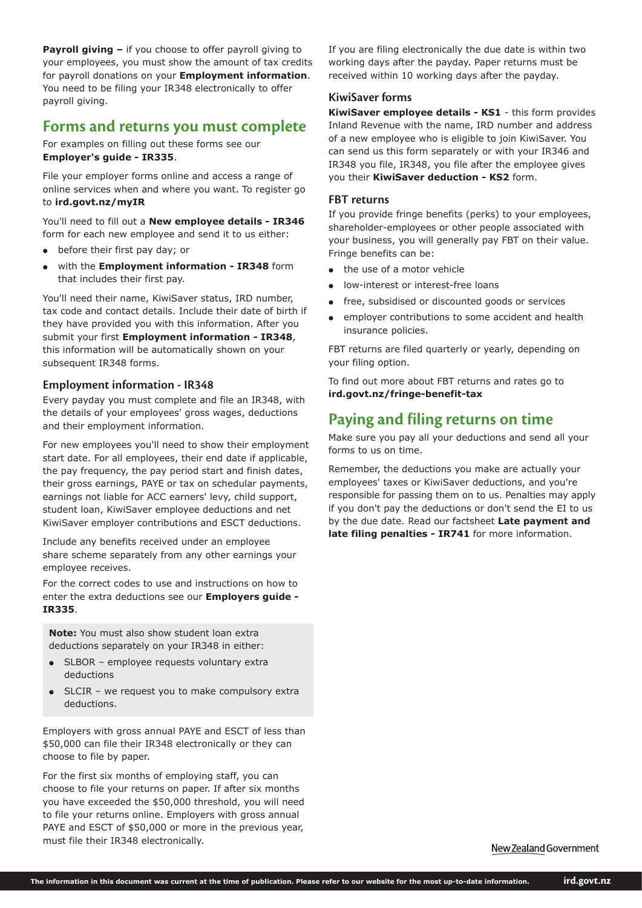**Payroll giving –** if you choose to offer payroll giving to your employees, you must show the amount of tax credits for payroll donations on your **Employment information**. You need to be filing your IR348 electronically to offer payroll giving.

## Forms and returns you must complete

For examples on filling out these forms see our **Employer's guide - IR335**.

File your employer forms online and access a range of online services when and where you want. To register go to **ird.govt.nz/myIR**

You'll need to fill out a **New employee details - IR346** form for each new employee and send it to us either:

- before their first pay day; or
- with the **Employment information - IR348** form that includes their first pay.

You'll need their name, KiwiSaver status, IRD number, tax code and contact details. Include their date of birth if they have provided you with this information. After you submit your first **Employment information - IR348**, this information will be automatically shown on your subsequent IR348 forms.

### Employment information - IR348

Every payday you must complete and file an IR348, with the details of your employees' gross wages, deductions and their employment information.

For new employees you'll need to show their employment start date. For all employees, their end date if applicable, the pay frequency, the pay period start and finish dates, their gross earnings, PAYE or tax on schedular payments, earnings not liable for ACC earners' levy, child support, student loan, KiwiSaver employee deductions and net KiwiSaver employer contributions and ESCT deductions.

Include any benefits received under an employee share scheme separately from any other earnings your employee receives.

For the correct codes to use and instructions on how to enter the extra deductions see our **Employers guide - IR335**.

**Note:** You must also show student loan extra deductions separately on your IR348 in either:

- SLBOR – employee requests voluntary extra deductions
- SLCIR – we request you to make compulsory extra deductions.

Employers with gross annual PAYE and ESCT of less than $50,000 can file their IR348 electronically or they can choose to file by paper.

For the first six months of employing staff, you can choose to file your returns on paper. If after six months you have exceeded the $50,000 threshold, you will need to file your returns online. Employers with gross annual PAYE and ESCT of $50,000 or more in the previous year, must file their IR348 electronically.

If you are filing electronically the due date is within two working days after the payday. Paper returns must be received within 10 working days after the payday.

### KiwiSaver forms

**KiwiSaver employee details - KS1** - this form provides Inland Revenue with the name, IRD number and address of a new employee who is eligible to join KiwiSaver. You can send us this form separately or with your IR346 and IR348 you file, IR348, you file after the employee gives you their **KiwiSaver deduction - KS2** form.

### FBT returns

If you provide fringe benefits (perks) to your employees, shareholder-employees or other people associated with your business, you will generally pay FBT on their value. Fringe benefits can be:

- the use of a motor vehicle
- low-interest or interest-free loans
- free, subsidised or discounted goods or services
- employer contributions to some accident and health insurance policies.

FBT returns are filed quarterly or yearly, depending on your filing option.

To find out more about FBT returns and rates go to **ird.govt.nz/fringe-benefit-tax**

## Paying and filing returns on time

Make sure you pay all your deductions and send all your forms to us on time.

Remember, the deductions you make are actually your employees' taxes or KiwiSaver deductions, and you're responsible for passing them on to us. Penalties may apply if you don't pay the deductions or don't send the EI to us by the due date. Read our factsheet **Late payment and late filing penalties - IR741** for more information.

The information in this document was current at the time of publication. Please refer to our website for the most up-to-date information.